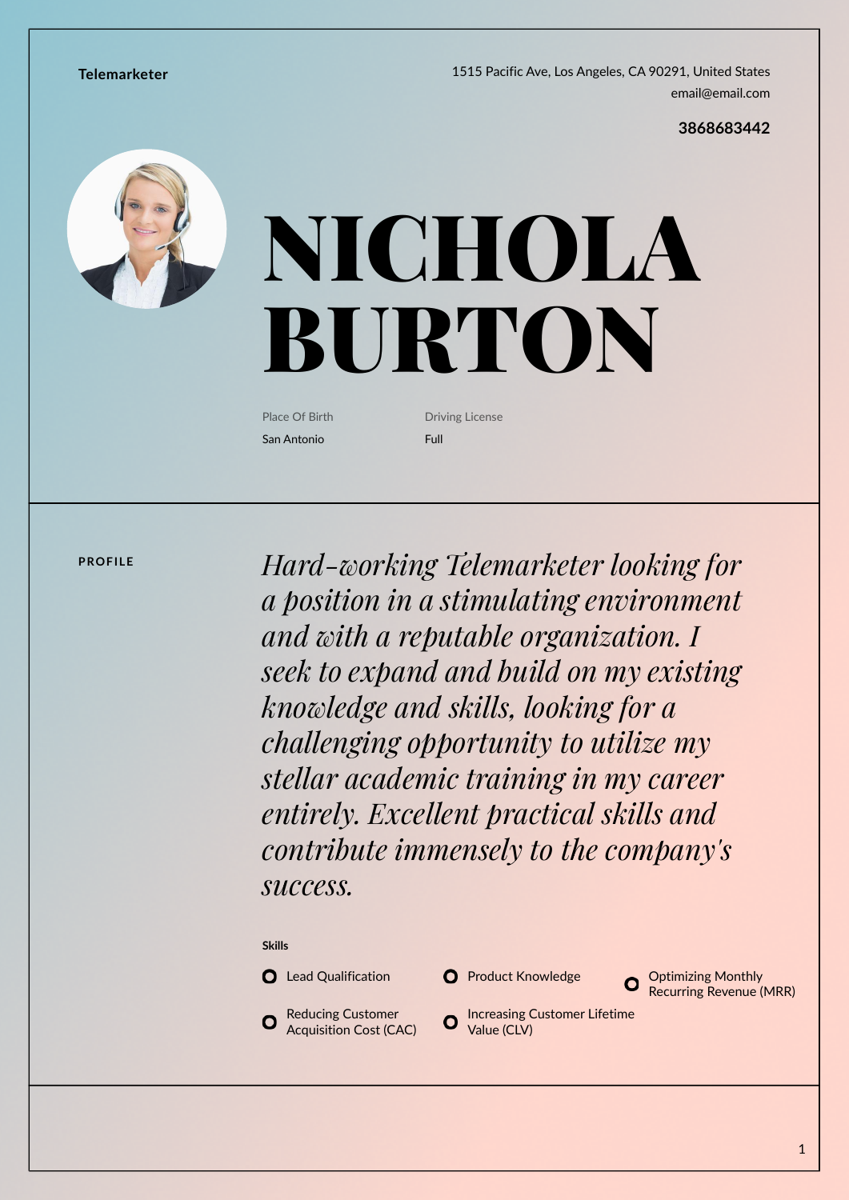Telemarketer

1515 Pacific Ave, Los Angeles, CA 90291, United States
email@email.com

**3868683442**

# NICHOLA BURTON

Place Of Birth
San Antonio

Driving License
Full

## PROFILE

*Hard-working Telemarketer looking for a position in a stimulating environment and with a reputable organization. I seek to expand and build on my existing knowledge and skills, looking for a challenging opportunity to utilize my stellar academic training in my career entirely. Excellent practical skills and contribute immensely to the company's success.*

### Skills

- Lead Qualification
- Product Knowledge
- Optimizing Monthly Recurring Revenue (MRR)
- Reducing Customer Acquisition Cost (CAC)
- Increasing Customer Lifetime Value (CLV)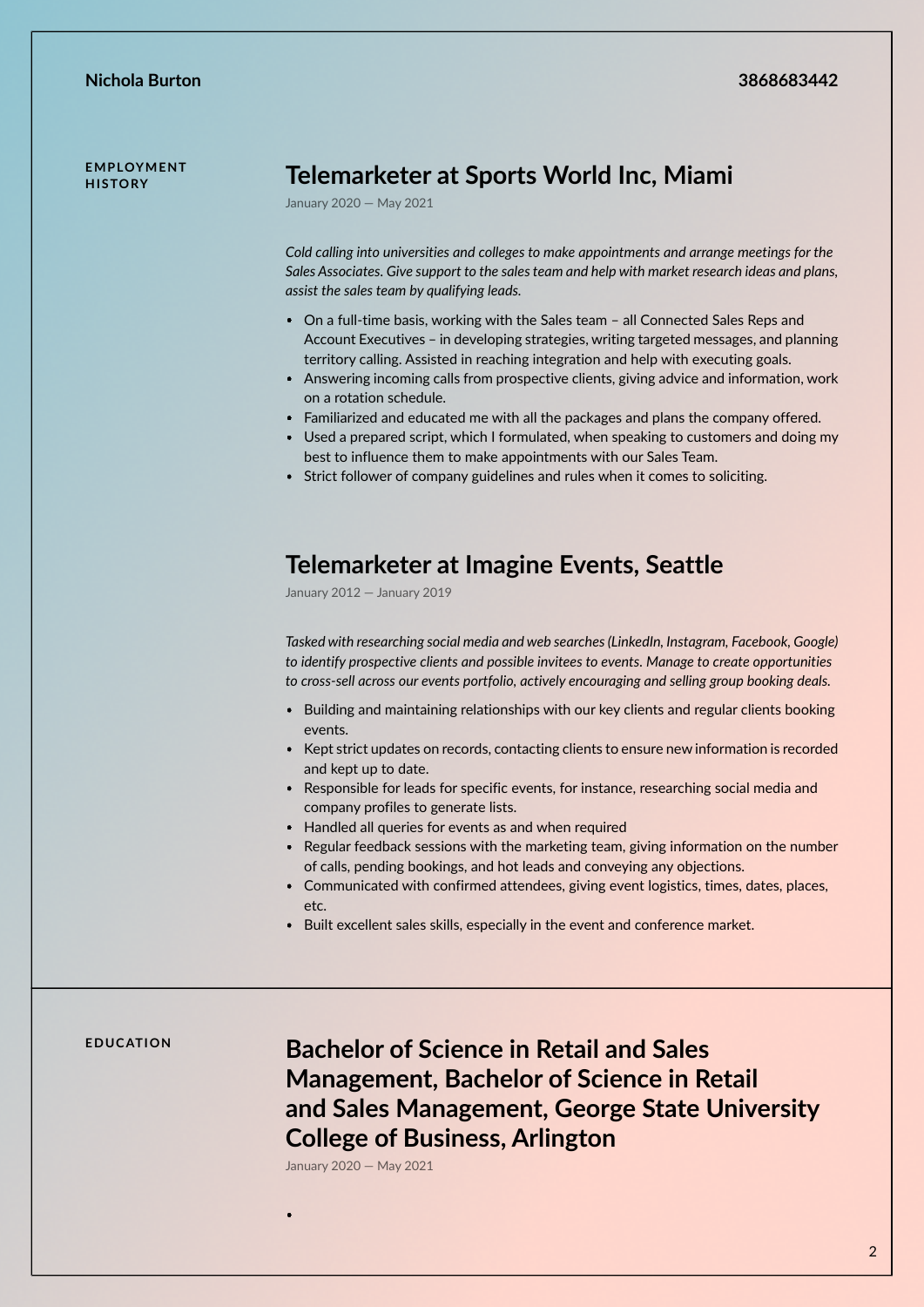Nichola Burton 3868683442

## EMPLOYMENT HISTORY

### Telemarketer at Sports World Inc, Miami

January 2020 — May 2021

*Cold calling into universities and colleges to make appointments and arrange meetings for the Sales Associates. Give support to the sales team and help with market research ideas and plans, assist the sales team by qualifying leads.*

- On a full-time basis, working with the Sales team – all Connected Sales Reps and Account Executives – in developing strategies, writing targeted messages, and planning territory calling. Assisted in reaching integration and help with executing goals.
- Answering incoming calls from prospective clients, giving advice and information, work on a rotation schedule.
- Familiarized and educated me with all the packages and plans the company offered.
- Used a prepared script, which I formulated, when speaking to customers and doing my best to influence them to make appointments with our Sales Team.
- Strict follower of company guidelines and rules when it comes to soliciting.

### Telemarketer at Imagine Events, Seattle

January 2012 — January 2019

*Tasked with researching social media and web searches (LinkedIn, Instagram, Facebook, Google) to identify prospective clients and possible invitees to events. Manage to create opportunities to cross-sell across our events portfolio, actively encouraging and selling group booking deals.*

- Building and maintaining relationships with our key clients and regular clients booking events.
- Kept strict updates on records, contacting clients to ensure new information is recorded and kept up to date.
- Responsible for leads for specific events, for instance, researching social media and company profiles to generate lists.
- Handled all queries for events as and when required
- Regular feedback sessions with the marketing team, giving information on the number of calls, pending bookings, and hot leads and conveying any objections.
- Communicated with confirmed attendees, giving event logistics, times, dates, places, etc.
- Built excellent sales skills, especially in the event and conference market.

## EDUCATION

### Bachelor of Science in Retail and Sales Management, Bachelor of Science in Retail and Sales Management, George State University College of Business, Arlington

January 2020 — May 2021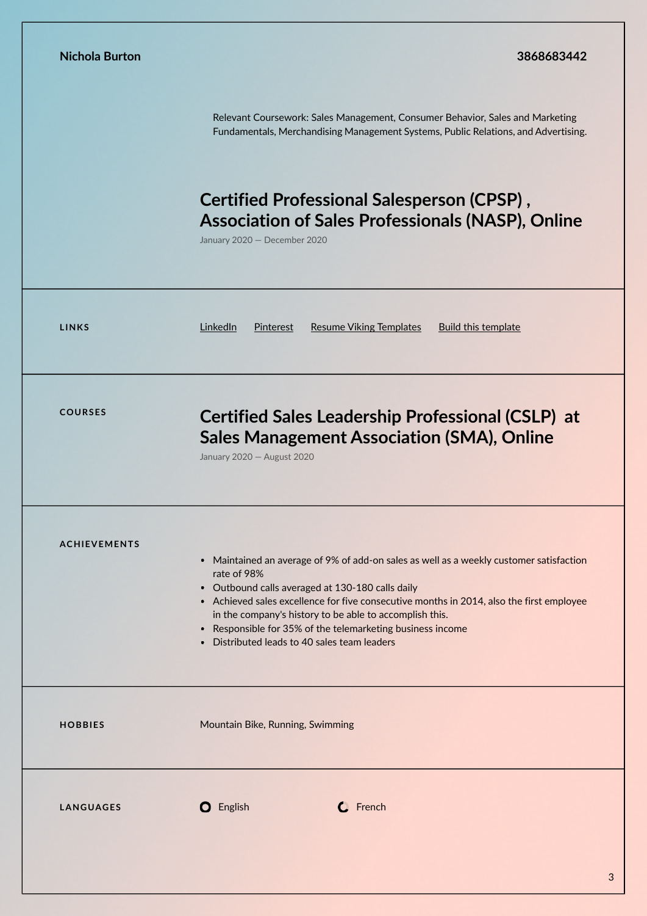**Nichola Burton** **3868683442**

Relevant Coursework: Sales Management, Consumer Behavior, Sales and Marketing Fundamentals, Merchandising Management Systems, Public Relations, and Advertising.

### Certified Professional Salesperson (CPSP) , Association of Sales Professionals (NASP), Online

January 2020 — December 2020

## LINKS

LinkedIn    Pinterest    Resume Viking Templates    Build this template

## COURSES

### Certified Sales Leadership Professional (CSLP) at Sales Management Association (SMA), Online

January 2020 — August 2020

## ACHIEVEMENTS

- Maintained an average of 9% of add-on sales as well as a weekly customer satisfaction rate of 98%
- Outbound calls averaged at 130-180 calls daily
- Achieved sales excellence for five consecutive months in 2014, also the first employee in the company's history to be able to accomplish this.
- Responsible for 35% of the telemarketing business income
- Distributed leads to 40 sales team leaders

## HOBBIES

Mountain Bike, Running, Swimming

## LANGUAGES

English    French